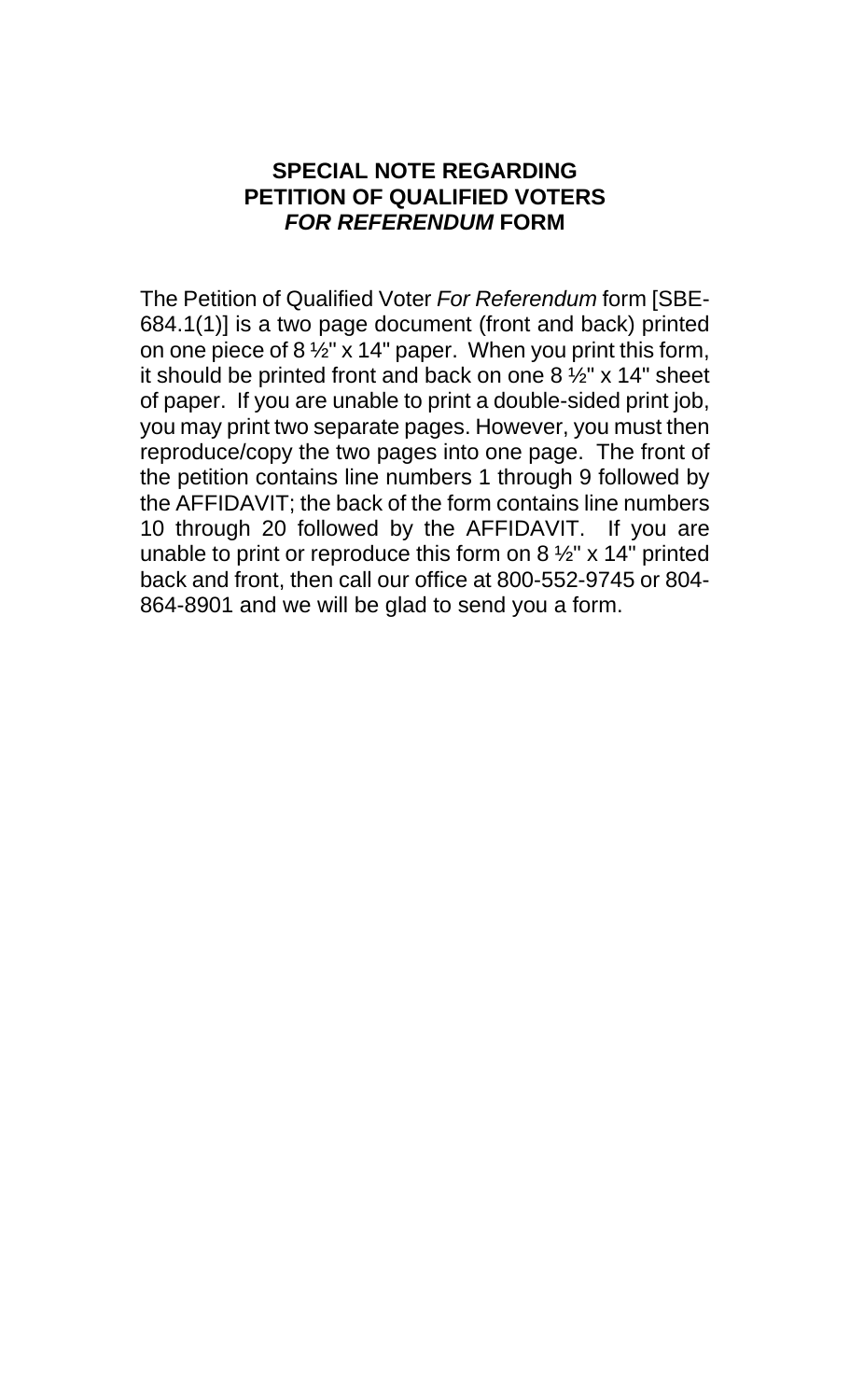# SPECIAL NOTE REGARDING PETITION OF QUALIFIED VOTERS *FOR REFERENDUM* FORM

The Petition of Qualified Voter *For Referendum* form [SBE-684.1(1)] is a two page document (front and back) printed on one piece of 8 ½" x 14" paper. When you print this form, it should be printed front and back on one 8 ½" x 14" sheet of paper. If you are unable to print a double-sided print job, you may print two separate pages. However, you must then reproduce/copy the two pages into one page. The front of the petition contains line numbers 1 through 9 followed by the AFFIDAVIT; the back of the form contains line numbers 10 through 20 followed by the AFFIDAVIT. If you are unable to print or reproduce this form on 8 ½" x 14" printed back and front, then call our office at 800-552-9745 or 804-864-8901 and we will be glad to send you a form.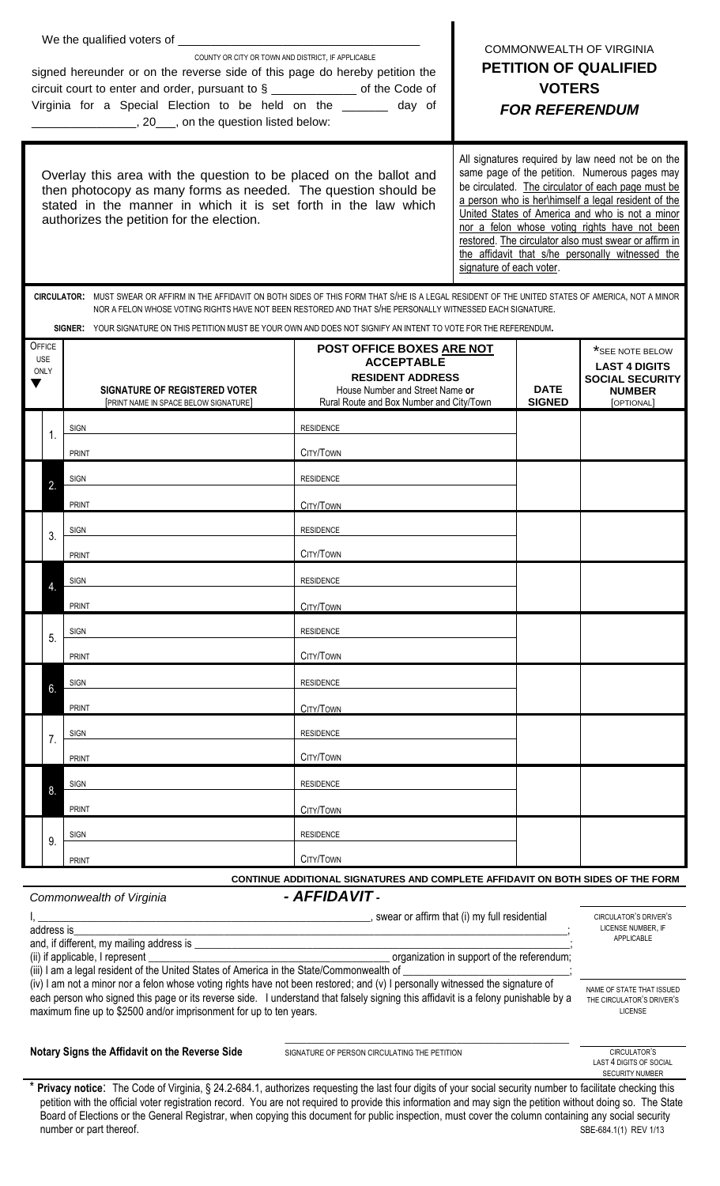We the qualified voters of ___________________________________

COUNTY OR CITY OR TOWN AND DISTRICT, IF APPLICABLE

signed hereunder or on the reverse side of this page do hereby petition the circuit court to enter and order, pursuant to § _____________ of the Code of Virginia for a Special Election to be held on the _______ day of _______________, 20___, on the question listed below:

COMMONWEALTH OF VIRGINIA
## PETITION OF QUALIFIED VOTERS
### *FOR REFERENDUM*

Overlay this area with the question to be placed on the ballot and then photocopy as many forms as needed. The question should be stated in the manner in which it is set forth in the law which authorizes the petition for the election.

All signatures required by law need not be on the same page of the petition. Numerous pages may be circulated. The circulator of each page must be a person who is her\himself a legal resident of the United States of America and who is not a minor nor a felon whose voting rights have not been restored. The circulator also must swear or affirm in the affidavit that s/he personally witnessed the signature of each voter.

**CIRCULATOR:** MUST SWEAR OR AFFIRM IN THE AFFIDAVIT ON BOTH SIDES OF THIS FORM THAT S/HE IS A LEGAL RESIDENT OF THE UNITED STATES OF AMERICA, NOT A MINOR NOR A FELON WHOSE VOTING RIGHTS HAVE NOT BEEN RESTORED AND THAT S/HE PERSONALLY WITNESSED EACH SIGNATURE.

**SIGNER:** YOUR SIGNATURE ON THIS PETITION MUST BE YOUR OWN AND DOES NOT SIGNIFY AN INTENT TO VOTE FOR THE REFERENDUM.

| OFFICE USE ONLY ▼ | | SIGNATURE OF REGISTERED VOTER [PRINT NAME IN SPACE BELOW SIGNATURE] | POST OFFICE BOXES ARE NOT ACCEPTABLE RESIDENT ADDRESS House Number and Street Name or Rural Route and Box Number and City/Town | DATE SIGNED | *SEE NOTE BELOW LAST 4 DIGITS SOCIAL SECURITY NUMBER [OPTIONAL] |
|---|---|---|---|---|---|
| | 1. | SIGN<br>PRINT | RESIDENCE<br>CITY/TOWN | | |
| | 2. | SIGN<br>PRINT | RESIDENCE<br>CITY/TOWN | | |
| | 3. | SIGN<br>PRINT | RESIDENCE<br>CITY/TOWN | | |
| | 4. | SIGN<br>PRINT | RESIDENCE<br>CITY/TOWN | | |
| | 5. | SIGN<br>PRINT | RESIDENCE<br>CITY/TOWN | | |
| | 6. | SIGN<br>PRINT | RESIDENCE<br>CITY/TOWN | | |
| | 7. | SIGN<br>PRINT | RESIDENCE<br>CITY/TOWN | | |
| | 8. | SIGN<br>PRINT | RESIDENCE<br>CITY/TOWN | | |
| | 9. | SIGN<br>PRINT | RESIDENCE<br>CITY/TOWN | | |

**CONTINUE ADDITIONAL SIGNATURES AND COMPLETE AFFIDAVIT ON BOTH SIDES OF THE FORM**

*Commonwealth of Virginia*

## *- AFFIDAVIT -*

I, ____________________________________________________________, swear or affirm that (i) my full residential address is_____________________________________________________________________________________;
and, if different, my mailing address is _______________________________________________________________;
(ii) if applicable, I represent _________________________________________ organization in support of the referendum;
(iii) I am a legal resident of the United States of America in the State/Commonwealth of ____________________________;
(iv) I am not a minor nor a felon whose voting rights have not been restored; and (v) I personally witnessed the signature of each person who signed this page or its reverse side. I understand that falsely signing this affidavit is a felony punishable by a maximum fine up to $2500 and/or imprisonment for up to ten years.

_______________ CIRCULATOR'S DRIVER'S LICENSE NUMBER, IF APPLICABLE

_______________ NAME OF STATE THAT ISSUED THE CIRCULATOR'S DRIVER'S LICENSE

**Notary Signs the Affidavit on the Reverse Side**

_______________________________________________ SIGNATURE OF PERSON CIRCULATING THE PETITION

_______________ CIRCULATOR'S LAST 4 DIGITS OF SOCIAL SECURITY NUMBER

\* **Privacy notice**: The Code of Virginia, § 24.2-684.1, authorizes requesting the last four digits of your social security number to facilitate checking this petition with the official voter registration record. You are not required to provide this information and may sign the petition without doing so. The State Board of Elections or the General Registrar, when copying this document for public inspection, must cover the column containing any social security number or part thereof.

SBE-684.1(1) REV 1/13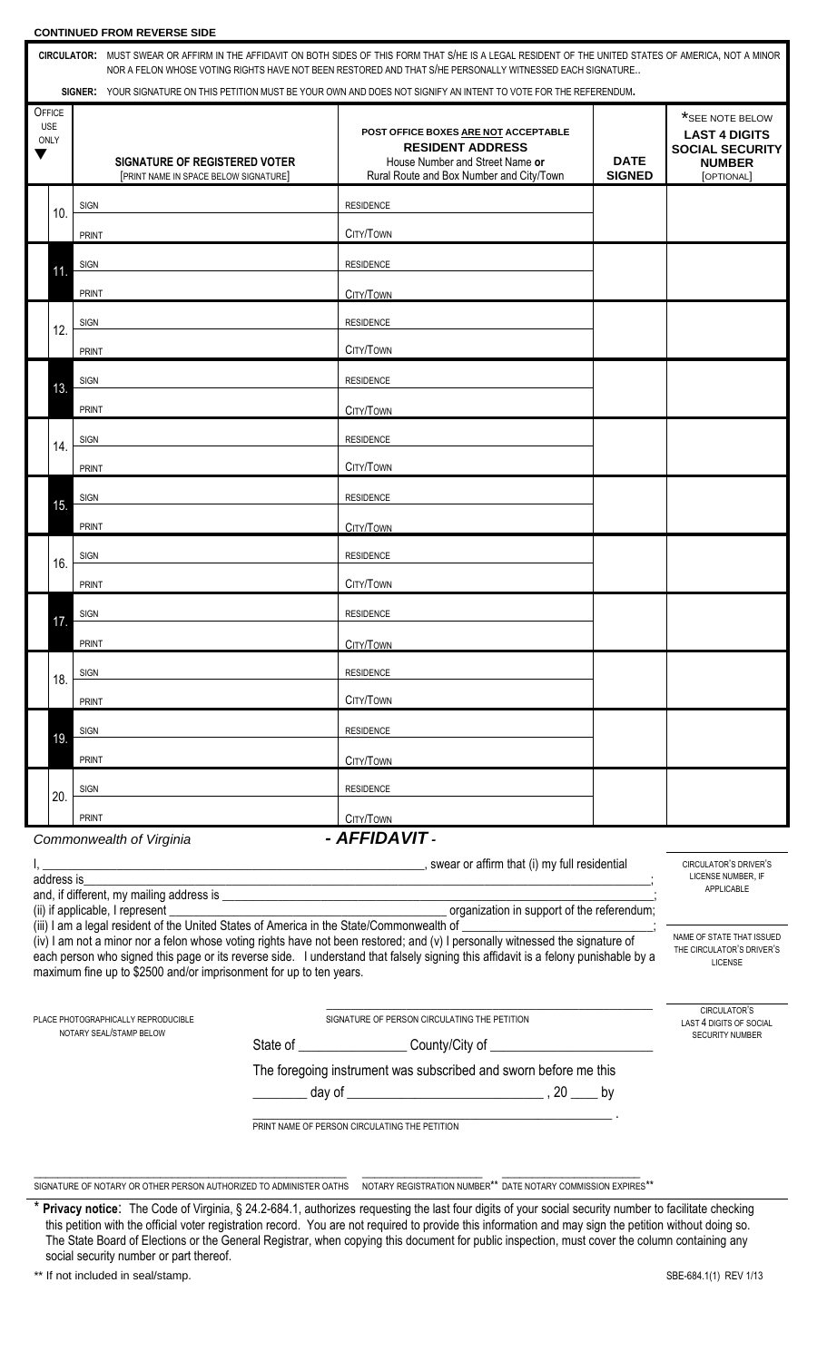**CONTINUED FROM REVERSE SIDE**

**CIRCULATOR:** MUST SWEAR OR AFFIRM IN THE AFFIDAVIT ON BOTH SIDES OF THIS FORM THAT S/HE IS A LEGAL RESIDENT OF THE UNITED STATES OF AMERICA, NOT A MINOR NOR A FELON WHOSE VOTING RIGHTS HAVE NOT BEEN RESTORED AND THAT S/HE PERSONALLY WITNESSED EACH SIGNATURE..

**SIGNER:** YOUR SIGNATURE ON THIS PETITION MUST BE YOUR OWN AND DOES NOT SIGNIFY AN INTENT TO VOTE FOR THE REFERENDUM.

| OFFICE USE ONLY ▼ | | SIGNATURE OF REGISTERED VOTER [PRINT NAME IN SPACE BELOW SIGNATURE] | POST OFFICE BOXES ARE NOT ACCEPTABLE **RESIDENT ADDRESS** House Number and Street Name **or** Rural Route and Box Number and City/Town | **DATE SIGNED** | *SEE NOTE BELOW **LAST 4 DIGITS SOCIAL SECURITY NUMBER** [OPTIONAL] |
|---|---|---|---|---|---|
| | 10. | SIGN<br>PRINT | RESIDENCE<br>CITY/TOWN | | |
| | 11. | SIGN<br>PRINT | RESIDENCE<br>CITY/TOWN | | |
| | 12. | SIGN<br>PRINT | RESIDENCE<br>CITY/TOWN | | |
| | 13. | SIGN<br>PRINT | RESIDENCE<br>CITY/TOWN | | |
| | 14. | SIGN<br>PRINT | RESIDENCE<br>CITY/TOWN | | |
| | 15. | SIGN<br>PRINT | RESIDENCE<br>CITY/TOWN | | |
| | 16. | SIGN<br>PRINT | RESIDENCE<br>CITY/TOWN | | |
| | 17. | SIGN<br>PRINT | RESIDENCE<br>CITY/TOWN | | |
| | 18. | SIGN<br>PRINT | RESIDENCE<br>CITY/TOWN | | |
| | 19. | SIGN<br>PRINT | RESIDENCE<br>CITY/TOWN | | |
| | 20. | SIGN<br>PRINT | RESIDENCE<br>CITY/TOWN | | |

*Commonwealth of Virginia*

***- AFFIDAVIT -***

I, ______________________________________________, swear or affirm that (i) my full residential address is______________________________________________;
and, if different, my mailing address is ______________________________________________;
(ii) if applicable, I represent ______________________________ organization in support of the referendum;
(iii) I am a legal resident of the United States of America in the State/Commonwealth of ____________________;
(iv) I am not a minor nor a felon whose voting rights have not been restored; and (v) I personally witnessed the signature of each person who signed this page or its reverse side. I understand that falsely signing this affidavit is a felony punishable by a maximum fine up to $2500 and/or imprisonment for up to ten years.

CIRCULATOR'S DRIVER'S LICENSE NUMBER, IF APPLICABLE

NAME OF STATE THAT ISSUED THE CIRCULATOR'S DRIVER'S LICENSE

CIRCULATOR'S LAST 4 DIGITS OF SOCIAL SECURITY NUMBER

PLACE PHOTOGRAPHICALLY REPRODUCIBLE NOTARY SEAL/STAMP BELOW

______________________________________________
SIGNATURE OF PERSON CIRCULATING THE PETITION

State of ______________ County/City of ______________________

The foregoing instrument was subscribed and sworn before me this

________ day of ___________________________ , 20 ____ by

______________________________________________ .
PRINT NAME OF PERSON CIRCULATING THE PETITION

______________________________________________ ____________________ ______________________
SIGNATURE OF NOTARY OR OTHER PERSON AUTHORIZED TO ADMINISTER OATHS NOTARY REGISTRATION NUMBER** DATE NOTARY COMMISSION EXPIRES**

* **Privacy notice**: The Code of Virginia, § 24.2-684.1, authorizes requesting the last four digits of your social security number to facilitate checking this petition with the official voter registration record. You are not required to provide this information and may sign the petition without doing so. The State Board of Elections or the General Registrar, when copying this document for public inspection, must cover the column containing any social security number or part thereof.

** If not included in seal/stamp.

SBE-684.1(1) REV 1/13